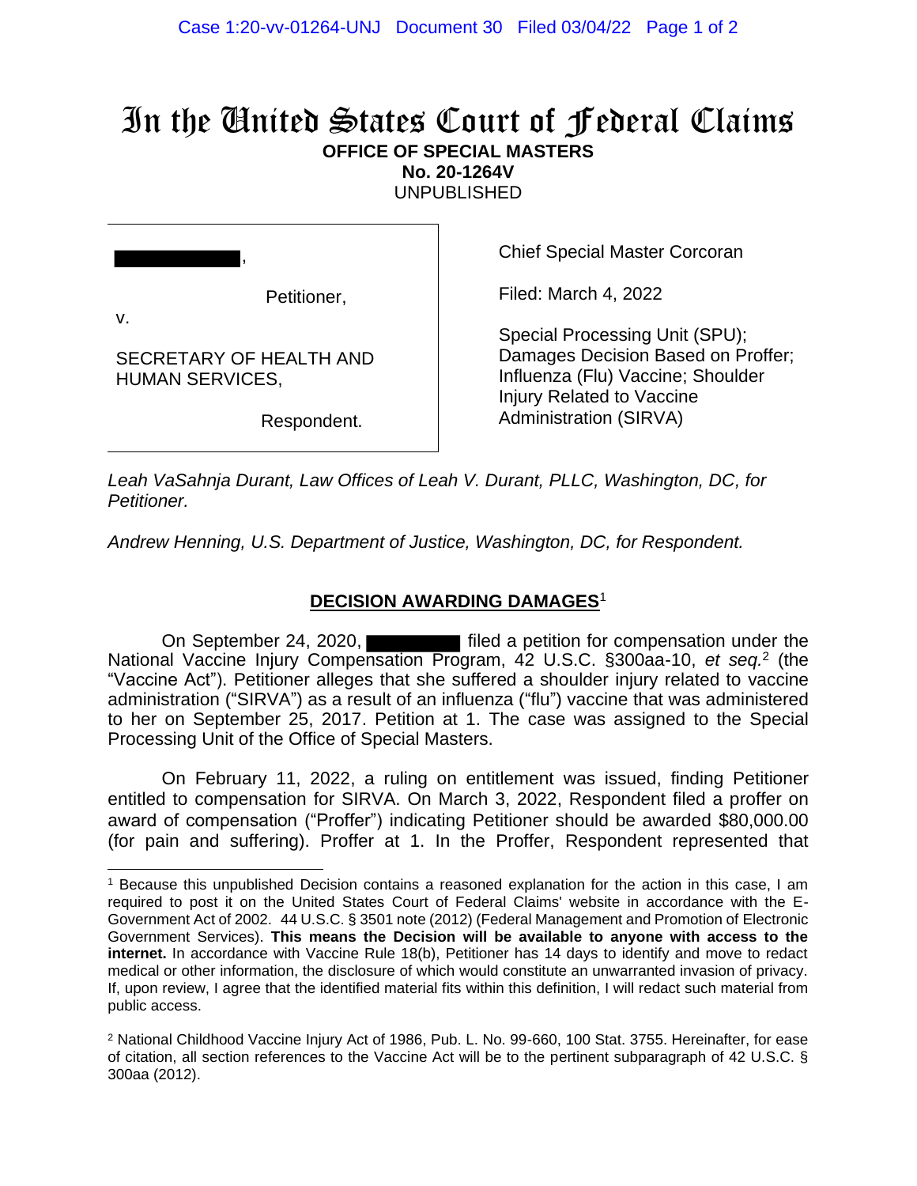# In the United States Court of Federal Claims

**OFFICE OF SPECIAL MASTERS**
**No. 20-1264V**
UNPUBLISHED

████████,

Petitioner,

v.

SECRETARY OF HEALTH AND HUMAN SERVICES,

Respondent.

Chief Special Master Corcoran

Filed: March 4, 2022

Special Processing Unit (SPU); Damages Decision Based on Proffer; Influenza (Flu) Vaccine; Shoulder Injury Related to Vaccine Administration (SIRVA)

*Leah VaSahnja Durant, Law Offices of Leah V. Durant, PLLC, Washington, DC, for Petitioner.*

*Andrew Henning, U.S. Department of Justice, Washington, DC, for Respondent.*

## DECISION AWARDING DAMAGES[1]

On September 24, 2020, ████████ filed a petition for compensation under the National Vaccine Injury Compensation Program, 42 U.S.C. §300aa-10, *et seq.*[2] (the "Vaccine Act"). Petitioner alleges that she suffered a shoulder injury related to vaccine administration ("SIRVA") as a result of an influenza ("flu") vaccine that was administered to her on September 25, 2017. Petition at 1. The case was assigned to the Special Processing Unit of the Office of Special Masters.

On February 11, 2022, a ruling on entitlement was issued, finding Petitioner entitled to compensation for SIRVA. On March 3, 2022, Respondent filed a proffer on award of compensation ("Proffer") indicating Petitioner should be awarded $80,000.00 (for pain and suffering). Proffer at 1. In the Proffer, Respondent represented that

---

[1] Because this unpublished Decision contains a reasoned explanation for the action in this case, I am required to post it on the United States Court of Federal Claims' website in accordance with the E-Government Act of 2002. 44 U.S.C. § 3501 note (2012) (Federal Management and Promotion of Electronic Government Services). **This means the Decision will be available to anyone with access to the internet.** In accordance with Vaccine Rule 18(b), Petitioner has 14 days to identify and move to redact medical or other information, the disclosure of which would constitute an unwarranted invasion of privacy. If, upon review, I agree that the identified material fits within this definition, I will redact such material from public access.

[2] National Childhood Vaccine Injury Act of 1986, Pub. L. No. 99-660, 100 Stat. 3755. Hereinafter, for ease of citation, all section references to the Vaccine Act will be to the pertinent subparagraph of 42 U.S.C. § 300aa (2012).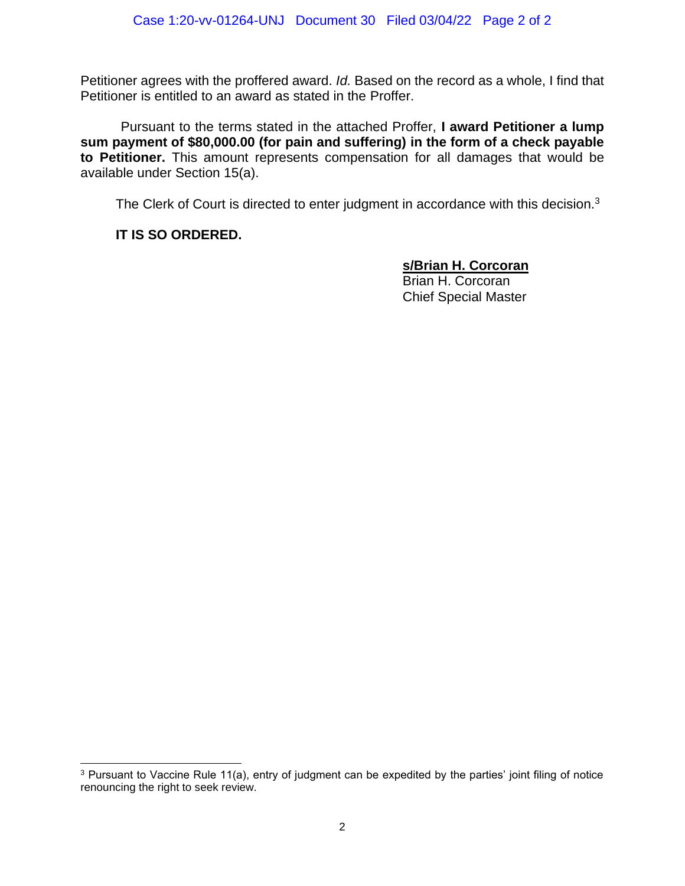Petitioner agrees with the proffered award. *Id.* Based on the record as a whole, I find that Petitioner is entitled to an award as stated in the Proffer.

Pursuant to the terms stated in the attached Proffer, **I award Petitioner a lump sum payment of $80,000.00 (for pain and suffering) in the form of a check payable to Petitioner.** This amount represents compensation for all damages that would be available under Section 15(a).

The Clerk of Court is directed to enter judgment in accordance with this decision.[3]

**IT IS SO ORDERED.**

**s/Brian H. Corcoran**
Brian H. Corcoran
Chief Special Master

---

[3] Pursuant to Vaccine Rule 11(a), entry of judgment can be expedited by the parties' joint filing of notice renouncing the right to seek review.